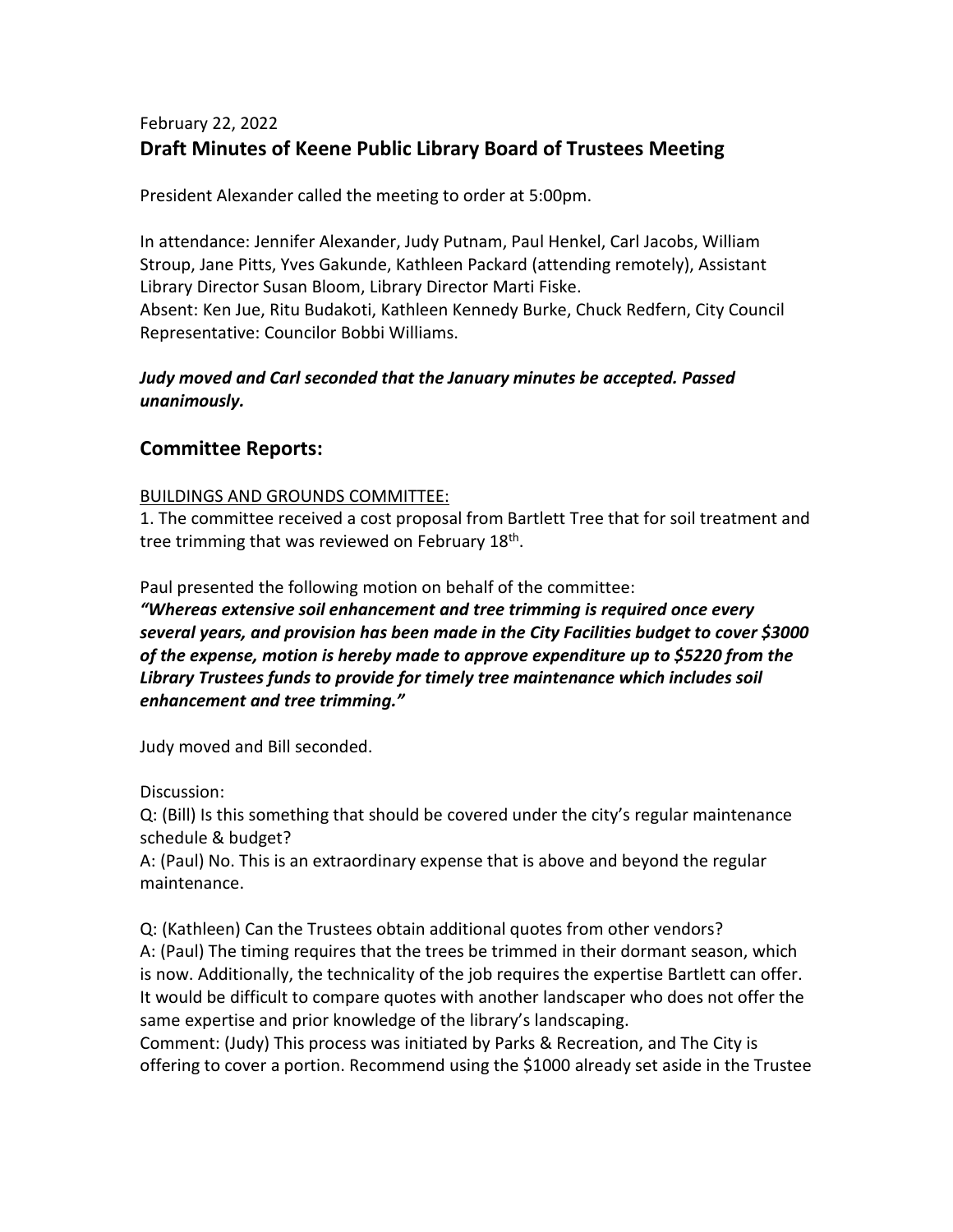February 22, 2022

## Draft Minutes of Keene Public Library Board of Trustees Meeting

President Alexander called the meeting to order at 5:00pm.

In attendance: Jennifer Alexander, Judy Putnam, Paul Henkel, Carl Jacobs, William Stroup, Jane Pitts, Yves Gakunde, Kathleen Packard (attending remotely), Assistant Library Director Susan Bloom, Library Director Marti Fiske.
Absent: Ken Jue, Ritu Budakoti, Kathleen Kennedy Burke, Chuck Redfern, City Council Representative: Councilor Bobbi Williams.

***Judy moved and Carl seconded that the January minutes be accepted. Passed unanimously.***

## Committee Reports:

<u>BUILDINGS AND GROUNDS COMMITTEE:</u>

1. The committee received a cost proposal from Bartlett Tree that for soil treatment and tree trimming that was reviewed on February 18th.

Paul presented the following motion on behalf of the committee:

***"Whereas extensive soil enhancement and tree trimming is required once every several years, and provision has been made in the City Facilities budget to cover $3000 of the expense, motion is hereby made to approve expenditure up to $5220 from the Library Trustees funds to provide for timely tree maintenance which includes soil enhancement and tree trimming."***

Judy moved and Bill seconded.

Discussion:

Q: (Bill) Is this something that should be covered under the city's regular maintenance schedule & budget?

A: (Paul) No. This is an extraordinary expense that is above and beyond the regular maintenance.

Q: (Kathleen) Can the Trustees obtain additional quotes from other vendors?

A: (Paul) The timing requires that the trees be trimmed in their dormant season, which is now. Additionally, the technicality of the job requires the expertise Bartlett can offer. It would be difficult to compare quotes with another landscaper who does not offer the same expertise and prior knowledge of the library's landscaping.

Comment: (Judy) This process was initiated by Parks & Recreation, and The City is offering to cover a portion. Recommend using the $1000 already set aside in the Trustee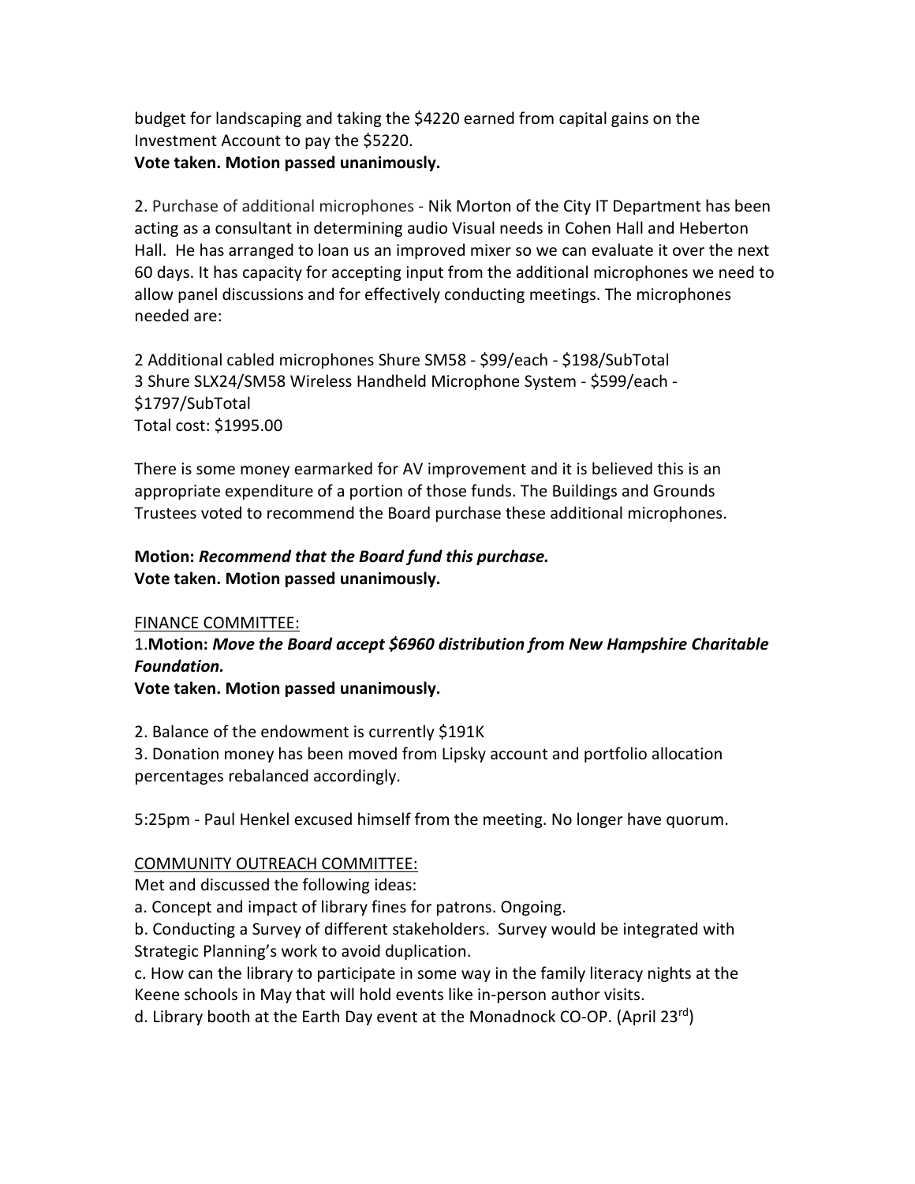budget for landscaping and taking the $4220 earned from capital gains on the Investment Account to pay the $5220.
**Vote taken. Motion passed unanimously.**

2. Purchase of additional microphones - Nik Morton of the City IT Department has been acting as a consultant in determining audio Visual needs in Cohen Hall and Heberton Hall. He has arranged to loan us an improved mixer so we can evaluate it over the next 60 days. It has capacity for accepting input from the additional microphones we need to allow panel discussions and for effectively conducting meetings. The microphones needed are:

2 Additional cabled microphones Shure SM58 - $99/each - $198/SubTotal
3 Shure SLX24/SM58 Wireless Handheld Microphone System - $599/each - $1797/SubTotal
Total cost: $1995.00

There is some money earmarked for AV improvement and it is believed this is an appropriate expenditure of a portion of those funds. The Buildings and Grounds Trustees voted to recommend the Board purchase these additional microphones.

**Motion: *Recommend that the Board fund this purchase.***
**Vote taken. Motion passed unanimously.**

<u>FINANCE COMMITTEE:</u>
1.**Motion: *Move the Board accept $6960 distribution from New Hampshire Charitable Foundation.***
**Vote taken. Motion passed unanimously.**

2. Balance of the endowment is currently $191K
3. Donation money has been moved from Lipsky account and portfolio allocation percentages rebalanced accordingly.

5:25pm - Paul Henkel excused himself from the meeting. No longer have quorum.

<u>COMMUNITY OUTREACH COMMITTEE:</u>
Met and discussed the following ideas:
a. Concept and impact of library fines for patrons. Ongoing.
b. Conducting a Survey of different stakeholders. Survey would be integrated with Strategic Planning's work to avoid duplication.
c. How can the library to participate in some way in the family literacy nights at the Keene schools in May that will hold events like in-person author visits.
d. Library booth at the Earth Day event at the Monadnock CO-OP. (April 23rd)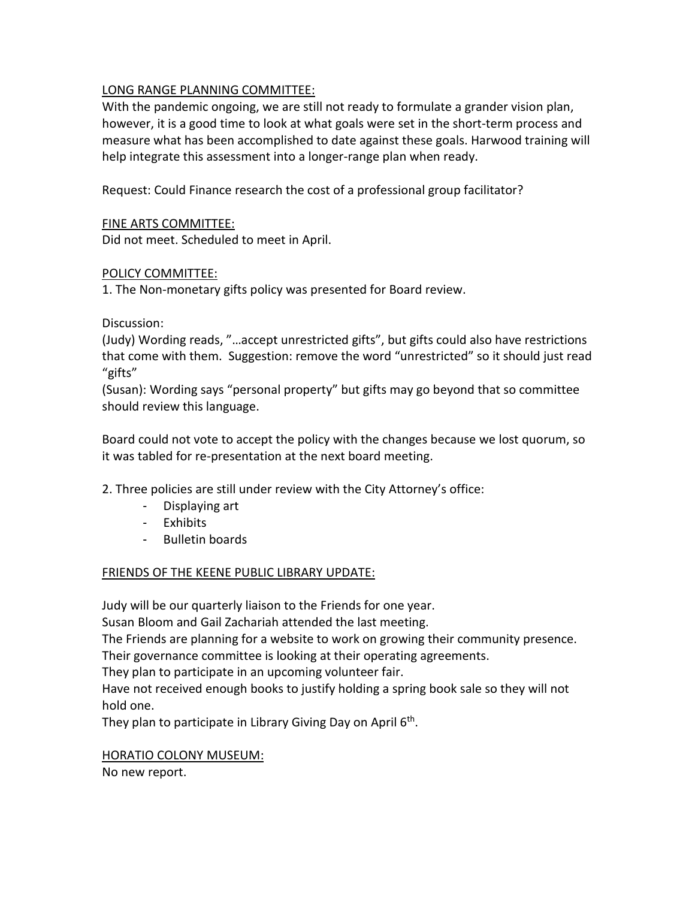## LONG RANGE PLANNING COMMITTEE:

With the pandemic ongoing, we are still not ready to formulate a grander vision plan, however, it is a good time to look at what goals were set in the short-term process and measure what has been accomplished to date against these goals. Harwood training will help integrate this assessment into a longer-range plan when ready.

Request: Could Finance research the cost of a professional group facilitator?

## FINE ARTS COMMITTEE:

Did not meet. Scheduled to meet in April.

## POLICY COMMITTEE:

1. The Non-monetary gifts policy was presented for Board review.

Discussion:
(Judy) Wording reads, "…accept unrestricted gifts", but gifts could also have restrictions that come with them. Suggestion: remove the word "unrestricted" so it should just read "gifts"
(Susan): Wording says "personal property" but gifts may go beyond that so committee should review this language.

Board could not vote to accept the policy with the changes because we lost quorum, so it was tabled for re-presentation at the next board meeting.

2. Three policies are still under review with the City Attorney's office:
   - Displaying art
   - Exhibits
   - Bulletin boards

## FRIENDS OF THE KEENE PUBLIC LIBRARY UPDATE:

Judy will be our quarterly liaison to the Friends for one year.
Susan Bloom and Gail Zachariah attended the last meeting.
The Friends are planning for a website to work on growing their community presence.
Their governance committee is looking at their operating agreements.
They plan to participate in an upcoming volunteer fair.
Have not received enough books to justify holding a spring book sale so they will not hold one.
They plan to participate in Library Giving Day on April 6th.

## HORATIO COLONY MUSEUM:

No new report.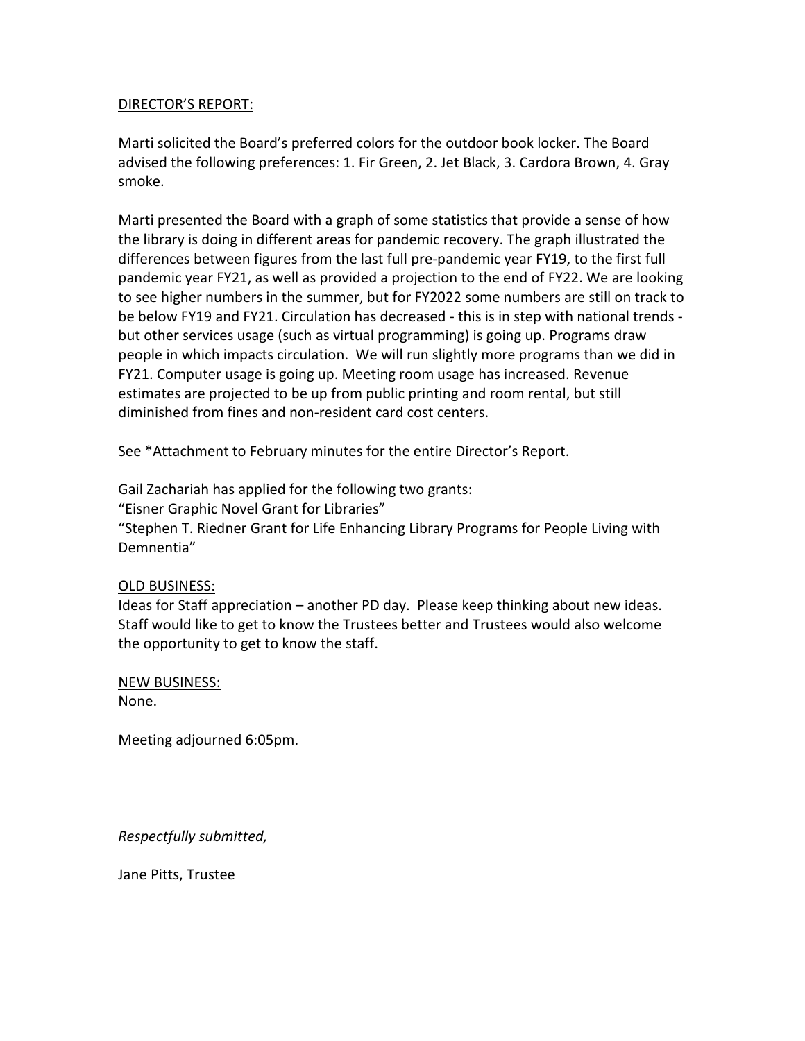DIRECTOR'S REPORT:

Marti solicited the Board's preferred colors for the outdoor book locker. The Board advised the following preferences: 1. Fir Green, 2. Jet Black, 3. Cardora Brown, 4. Gray smoke.

Marti presented the Board with a graph of some statistics that provide a sense of how the library is doing in different areas for pandemic recovery. The graph illustrated the differences between figures from the last full pre-pandemic year FY19, to the first full pandemic year FY21, as well as provided a projection to the end of FY22. We are looking to see higher numbers in the summer, but for FY2022 some numbers are still on track to be below FY19 and FY21. Circulation has decreased - this is in step with national trends - but other services usage (such as virtual programming) is going up. Programs draw people in which impacts circulation. We will run slightly more programs than we did in FY21. Computer usage is going up. Meeting room usage has increased. Revenue estimates are projected to be up from public printing and room rental, but still diminished from fines and non-resident card cost centers.

See *Attachment to February minutes for the entire Director's Report.

Gail Zachariah has applied for the following two grants:
"Eisner Graphic Novel Grant for Libraries"
"Stephen T. Riedner Grant for Life Enhancing Library Programs for People Living with Demnentia"

OLD BUSINESS:
Ideas for Staff appreciation – another PD day. Please keep thinking about new ideas. Staff would like to get to know the Trustees better and Trustees would also welcome the opportunity to get to know the staff.

NEW BUSINESS:
None.

Meeting adjourned 6:05pm.

*Respectfully submitted,*

Jane Pitts, Trustee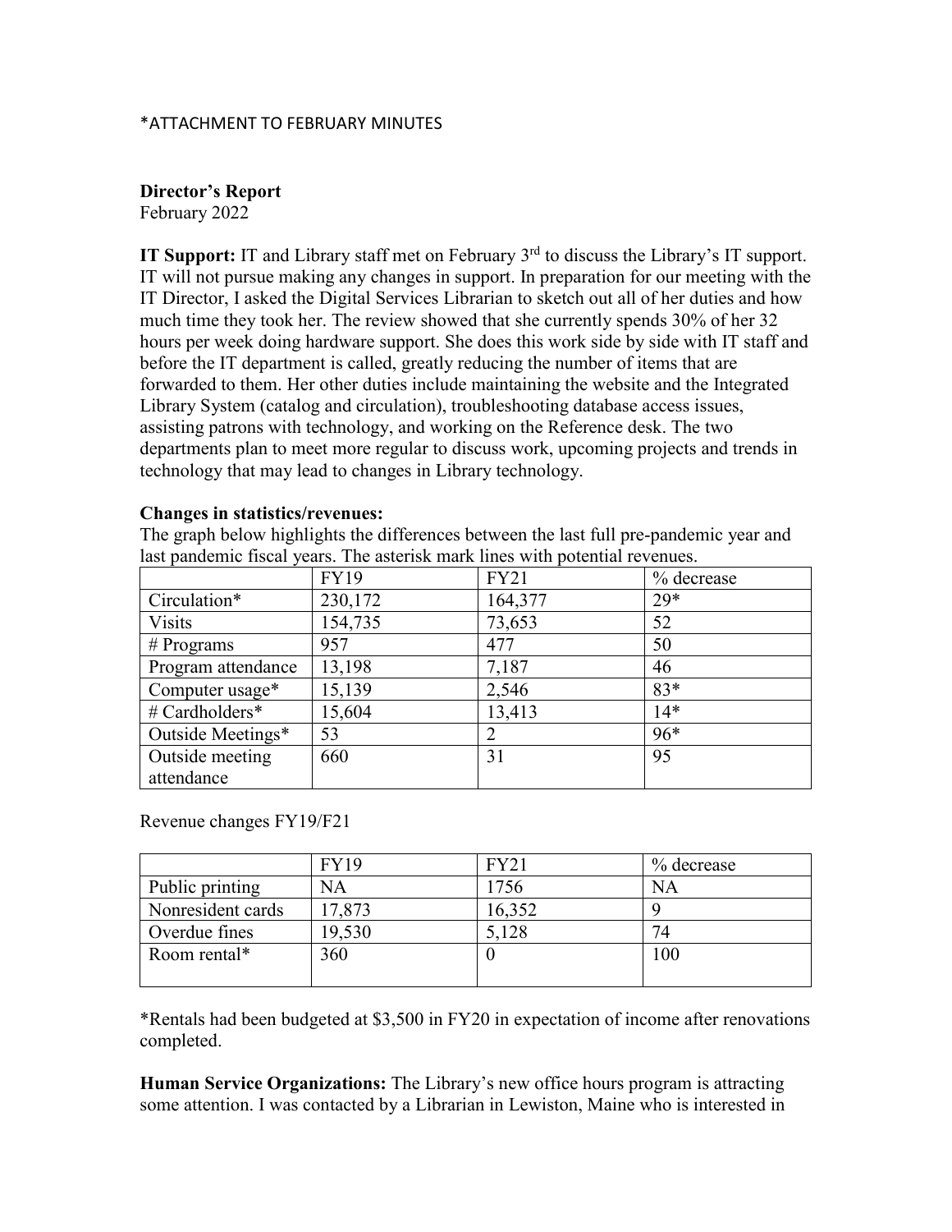*ATTACHMENT TO FEBRUARY MINUTES

**Director's Report**
February 2022

**IT Support:** IT and Library staff met on February 3rd to discuss the Library's IT support. IT will not pursue making any changes in support. In preparation for our meeting with the IT Director, I asked the Digital Services Librarian to sketch out all of her duties and how much time they took her. The review showed that she currently spends 30% of her 32 hours per week doing hardware support. She does this work side by side with IT staff and before the IT department is called, greatly reducing the number of items that are forwarded to them. Her other duties include maintaining the website and the Integrated Library System (catalog and circulation), troubleshooting database access issues, assisting patrons with technology, and working on the Reference desk. The two departments plan to meet more regular to discuss work, upcoming projects and trends in technology that may lead to changes in Library technology.

**Changes in statistics/revenues:**
The graph below highlights the differences between the last full pre-pandemic year and last pandemic fiscal years. The asterisk mark lines with potential revenues.

| | FY19 | FY21 | % decrease |
|---|---|---|---|
| Circulation* | 230,172 | 164,377 | 29* |
| Visits | 154,735 | 73,653 | 52 |
| # Programs | 957 | 477 | 50 |
| Program attendance | 13,198 | 7,187 | 46 |
| Computer usage* | 15,139 | 2,546 | 83* |
| # Cardholders* | 15,604 | 13,413 | 14* |
| Outside Meetings* | 53 | 2 | 96* |
| Outside meeting attendance | 660 | 31 | 95 |

Revenue changes FY19/F21

| | FY19 | FY21 | % decrease |
|---|---|---|---|
| Public printing | NA | 1756 | NA |
| Nonresident cards | 17,873 | 16,352 | 9 |
| Overdue fines | 19,530 | 5,128 | 74 |
| Room rental* | 360 | 0 | 100 |

*Rentals had been budgeted at $3,500 in FY20 in expectation of income after renovations completed.

**Human Service Organizations:** The Library's new office hours program is attracting some attention. I was contacted by a Librarian in Lewiston, Maine who is interested in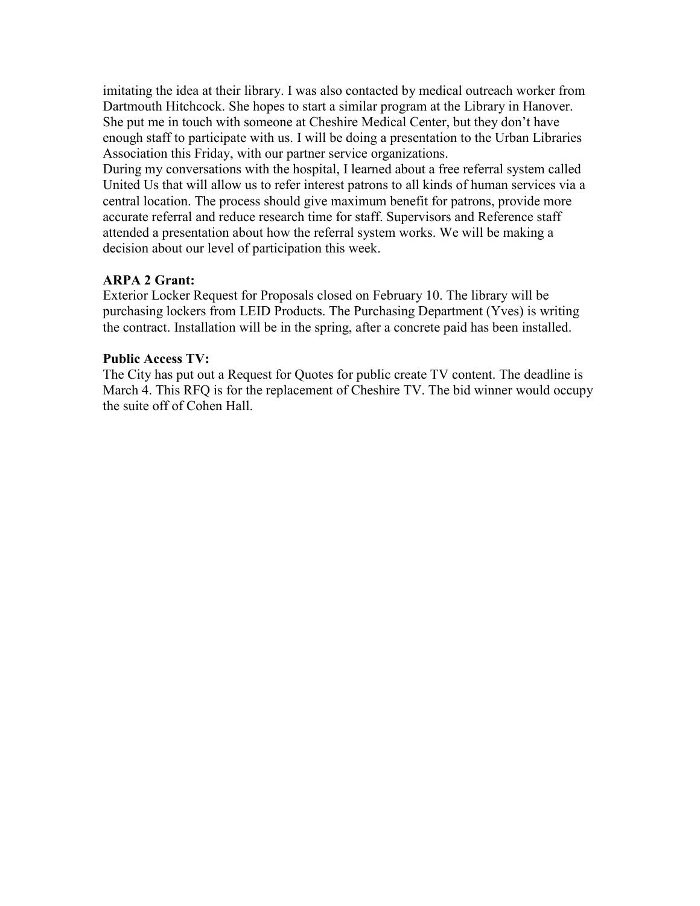imitating the idea at their library. I was also contacted by medical outreach worker from Dartmouth Hitchcock. She hopes to start a similar program at the Library in Hanover. She put me in touch with someone at Cheshire Medical Center, but they don't have enough staff to participate with us. I will be doing a presentation to the Urban Libraries Association this Friday, with our partner service organizations.
During my conversations with the hospital, I learned about a free referral system called United Us that will allow us to refer interest patrons to all kinds of human services via a central location. The process should give maximum benefit for patrons, provide more accurate referral and reduce research time for staff. Supervisors and Reference staff attended a presentation about how the referral system works. We will be making a decision about our level of participation this week.

**ARPA 2 Grant:**
Exterior Locker Request for Proposals closed on February 10. The library will be purchasing lockers from LEID Products. The Purchasing Department (Yves) is writing the contract. Installation will be in the spring, after a concrete paid has been installed.

**Public Access TV:**
The City has put out a Request for Quotes for public create TV content. The deadline is March 4. This RFQ is for the replacement of Cheshire TV. The bid winner would occupy the suite off of Cohen Hall.